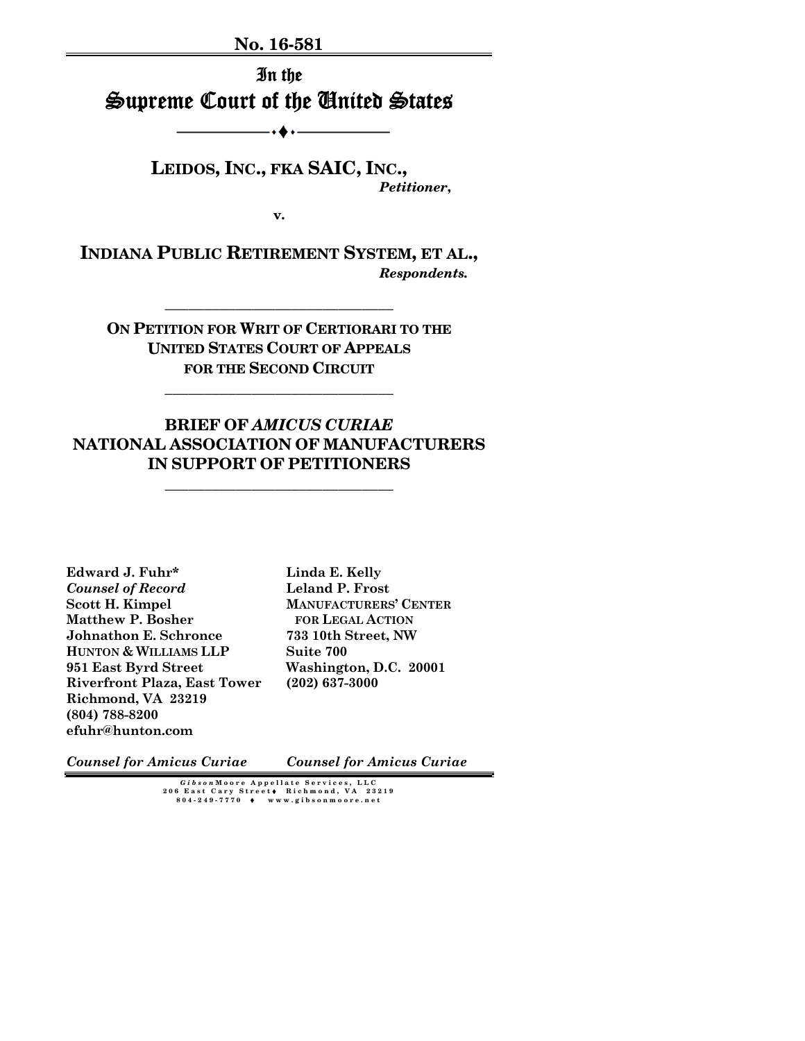**No. 16-581**

# In the Supreme Court of the United States

---

**LEIDOS, INC., FKA SAIC, INC.,**
*Petitioner*,

**v.**

**INDIANA PUBLIC RETIREMENT SYSTEM, ET AL.,**
*Respondents.*

---

**ON PETITION FOR WRIT OF CERTIORARI TO THE UNITED STATES COURT OF APPEALS FOR THE SECOND CIRCUIT**

---

## BRIEF OF *AMICUS CURIAE* NATIONAL ASSOCIATION OF MANUFACTURERS IN SUPPORT OF PETITIONERS

---

**Edward J. Fuhr***
***Counsel of Record***
**Scott H. Kimpel**
**Matthew P. Bosher**
**Johnathon E. Schronce**
**HUNTON & WILLIAMS LLP**
**951 East Byrd Street**
**Riverfront Plaza, East Tower**
**Richmond, VA 23219**
**(804) 788-8200**
**efuhr@hunton.com**

***Counsel for Amicus Curiae***

**Linda E. Kelly**
**Leland P. Frost**
**MANUFACTURERS' CENTER FOR LEGAL ACTION**
**733 10th Street, NW**
**Suite 700**
**Washington, D.C. 20001**
**(202) 637-3000**

***Counsel for Amicus Curiae***

*Gibson*Moore Appellate Services, LLC
206 East Cary Street ♦ Richmond, VA 23219
804-249-7770 ♦ www.gibsonmoore.net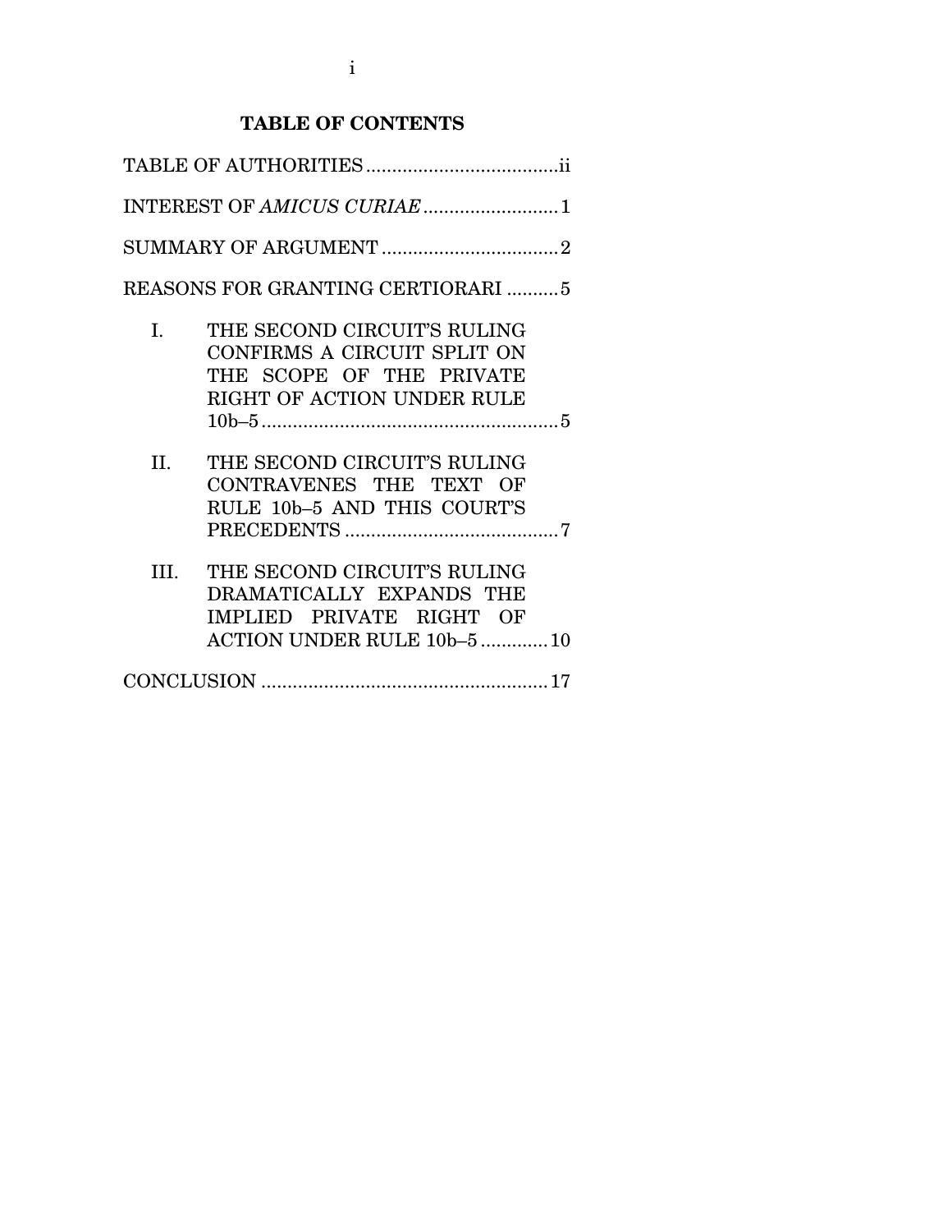## TABLE OF CONTENTS

TABLE OF AUTHORITIES .................................... ii

INTEREST OF *AMICUS CURIAE* .......................... 1

SUMMARY OF ARGUMENT .................................. 2

REASONS FOR GRANTING CERTIORARI .......... 5

- I. THE SECOND CIRCUIT'S RULING CONFIRMS A CIRCUIT SPLIT ON THE SCOPE OF THE PRIVATE RIGHT OF ACTION UNDER RULE 10b–5 ........................................................ 5
- II. THE SECOND CIRCUIT'S RULING CONTRAVENES THE TEXT OF RULE 10b–5 AND THIS COURT'S PRECEDENTS ........................................ 7
- III. THE SECOND CIRCUIT'S RULING DRAMATICALLY EXPANDS THE IMPLIED PRIVATE RIGHT OF ACTION UNDER RULE 10b–5 ............ 10

CONCLUSION ...................................................... 17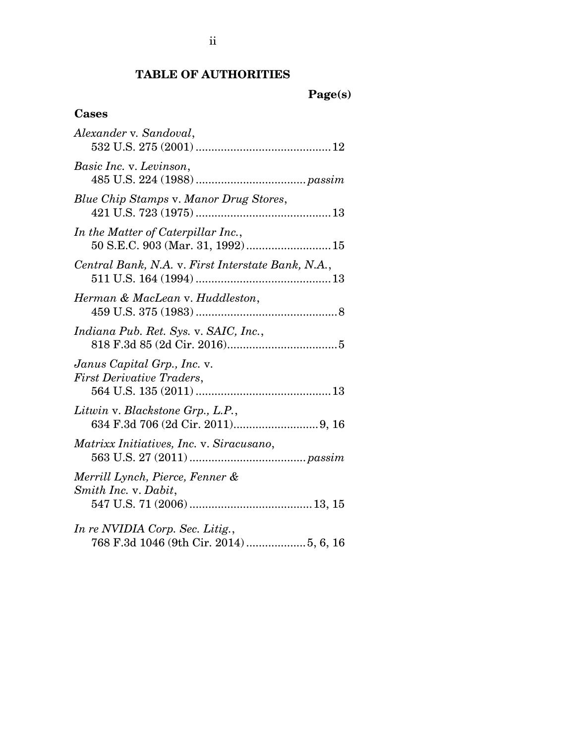## TABLE OF AUTHORITIES

**Page(s)**

### Cases

*Alexander* v. *Sandoval*,
532 U.S. 275 (2001) .......................................... 12

*Basic Inc.* v. *Levinson*,
485 U.S. 224 (1988) .................................. *passim*

*Blue Chip Stamps* v. *Manor Drug Stores*,
421 U.S. 723 (1975) .......................................... 13

*In the Matter of Caterpillar Inc.*,
50 S.E.C. 903 (Mar. 31, 1992) .......................... 15

*Central Bank, N.A.* v. *First Interstate Bank, N.A.*,
511 U.S. 164 (1994) .......................................... 13

*Herman & MacLean* v. *Huddleston*,
459 U.S. 375 (1983) ............................................ 8

*Indiana Pub. Ret. Sys.* v. *SAIC, Inc.*,
818 F.3d 85 (2d Cir. 2016).................................. 5

*Janus Capital Grp., Inc.* v.
*First Derivative Traders*,
564 U.S. 135 (2011) .......................................... 13

*Litwin* v. *Blackstone Grp., L.P.*,
634 F.3d 706 (2d Cir. 2011).......................... 9, 16

*Matrixx Initiatives, Inc.* v. *Siracusano*,
563 U.S. 27 (2011) .................................... *passim*

*Merrill Lynch, Pierce, Fenner &*
*Smith Inc.* v. *Dabit*,
547 U.S. 71 (2006) ...................................... 13, 15

*In re NVIDIA Corp. Sec. Litig.*,
768 F.3d 1046 (9th Cir. 2014) .................. 5, 6, 16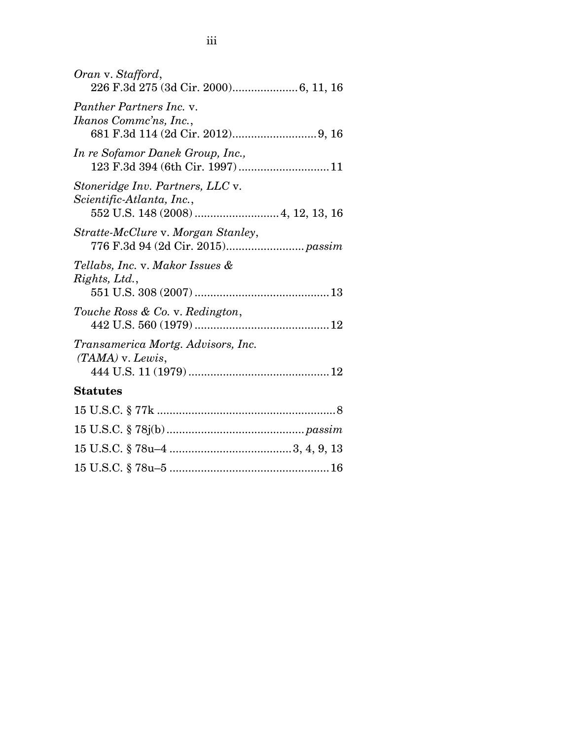*Oran* v. *Stafford*,
226 F.3d 275 (3d Cir. 2000) .................... 6, 11, 16

*Panther Partners Inc.* v. *Ikanos Commc'ns, Inc.*,
681 F.3d 114 (2d Cir. 2012) .......................... 9, 16

*In re Sofamor Danek Group, Inc.,*
123 F.3d 394 (6th Cir. 1997) ............................ 11

*Stoneridge Inv. Partners, LLC* v. *Scientific-Atlanta, Inc.*,
552 U.S. 148 (2008) .......................... 4, 12, 13, 16

*Stratte-McClure* v. *Morgan Stanley*,
776 F.3d 94 (2d Cir. 2015) ......................... *passim*

*Tellabs, Inc.* v. *Makor Issues & Rights, Ltd.*,
551 U.S. 308 (2007) .......................................... 13

*Touche Ross & Co.* v. *Redington*,
442 U.S. 560 (1979) .......................................... 12

*Transamerica Mortg. Advisors, Inc. (TAMA)* v. *Lewis*,
444 U.S. 11 (1979) ............................................ 12

**Statutes**

15 U.S.C. § 77k ........................................................ 8

15 U.S.C. § 78j(b) ........................................... *passim*

15 U.S.C. § 78u–4 ...................................... 3, 4, 9, 13

15 U.S.C. § 78u–5 .................................................. 16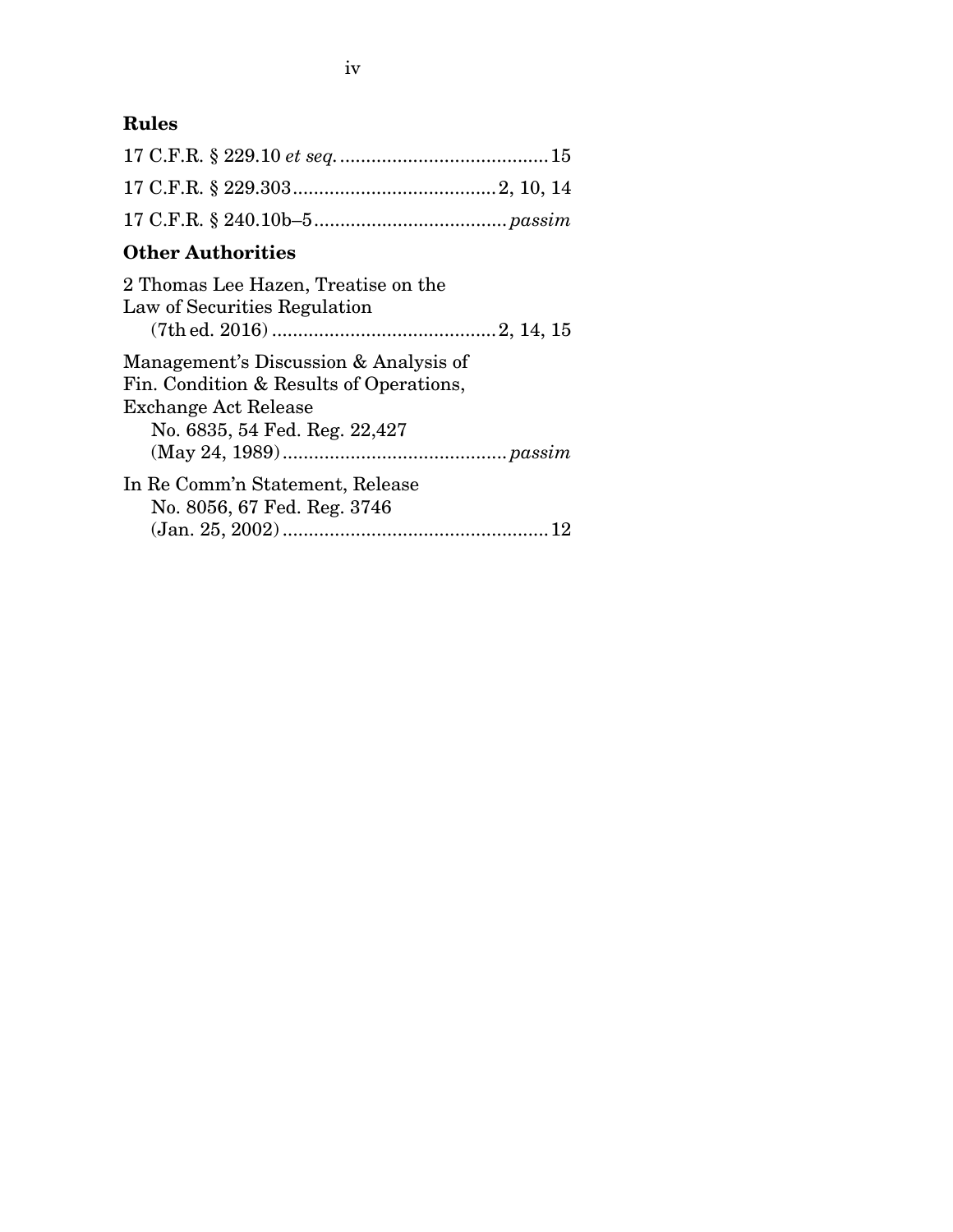**Rules**

17 C.F.R. § 229.10 *et seq.* .......................................... 15

17 C.F.R. § 229.303 ....................................... 2, 10, 14

17 C.F.R. § 240.10b–5 ..................................... *passim*

**Other Authorities**

2 Thomas Lee Hazen, Treatise on the Law of Securities Regulation (7th ed. 2016) ........................................... 2, 14, 15

Management's Discussion & Analysis of Fin. Condition & Results of Operations, Exchange Act Release No. 6835, 54 Fed. Reg. 22,427 (May 24, 1989) ........................................... *passim*

In Re Comm'n Statement, Release No. 8056, 67 Fed. Reg. 3746 (Jan. 25, 2002) ................................................... 12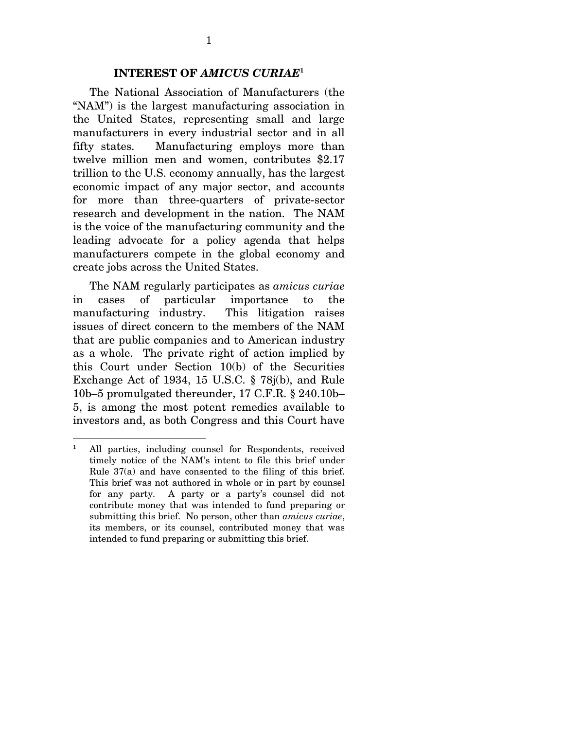## INTEREST OF *AMICUS CURIAE*[1]

The National Association of Manufacturers (the "NAM") is the largest manufacturing association in the United States, representing small and large manufacturers in every industrial sector and in all fifty states. Manufacturing employs more than twelve million men and women, contributes $2.17 trillion to the U.S. economy annually, has the largest economic impact of any major sector, and accounts for more than three-quarters of private-sector research and development in the nation. The NAM is the voice of the manufacturing community and the leading advocate for a policy agenda that helps manufacturers compete in the global economy and create jobs across the United States.

The NAM regularly participates as *amicus curiae* in cases of particular importance to the manufacturing industry. This litigation raises issues of direct concern to the members of the NAM that are public companies and to American industry as a whole. The private right of action implied by this Court under Section 10(b) of the Securities Exchange Act of 1934, 15 U.S.C. § 78j(b), and Rule 10b–5 promulgated thereunder, 17 C.F.R. § 240.10b–5, is among the most potent remedies available to investors and, as both Congress and this Court have

---

[1] All parties, including counsel for Respondents, received timely notice of the NAM's intent to file this brief under Rule 37(a) and have consented to the filing of this brief. This brief was not authored in whole or in part by counsel for any party. A party or a party's counsel did not contribute money that was intended to fund preparing or submitting this brief. No person, other than *amicus curiae*, its members, or its counsel, contributed money that was intended to fund preparing or submitting this brief.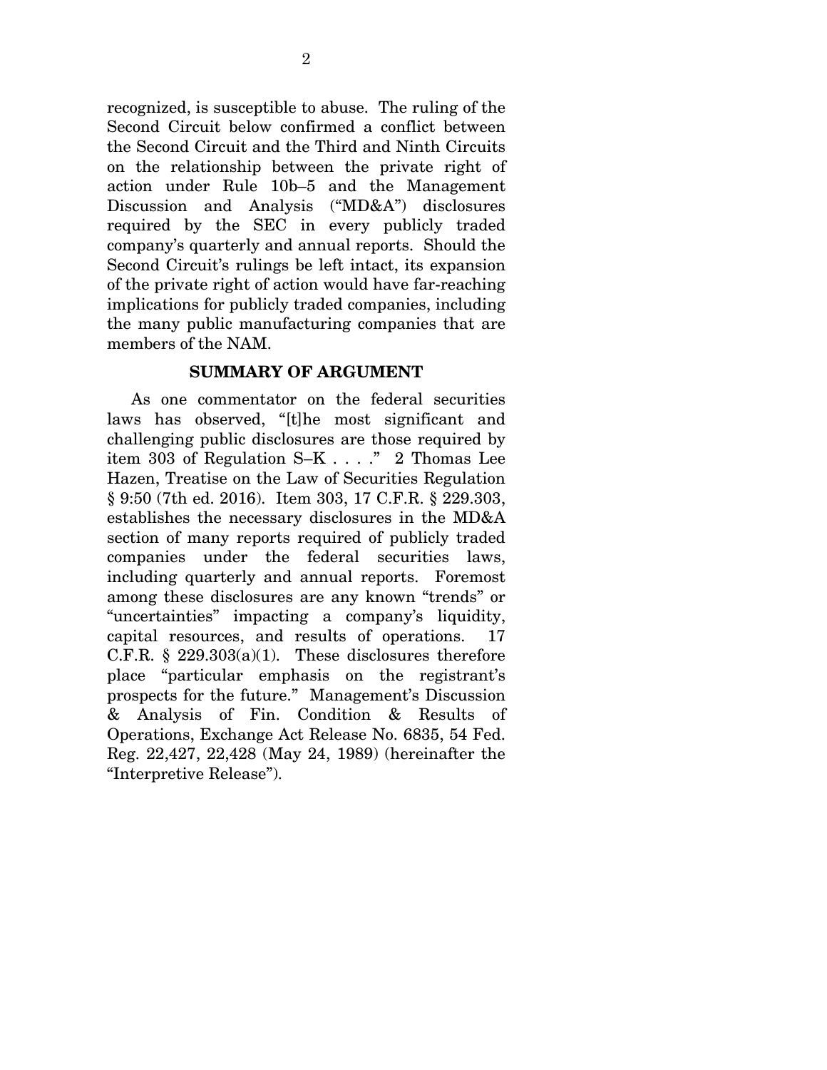recognized, is susceptible to abuse. The ruling of the Second Circuit below confirmed a conflict between the Second Circuit and the Third and Ninth Circuits on the relationship between the private right of action under Rule 10b–5 and the Management Discussion and Analysis ("MD&A") disclosures required by the SEC in every publicly traded company's quarterly and annual reports. Should the Second Circuit's rulings be left intact, its expansion of the private right of action would have far-reaching implications for publicly traded companies, including the many public manufacturing companies that are members of the NAM.

## SUMMARY OF ARGUMENT

As one commentator on the federal securities laws has observed, "[t]he most significant and challenging public disclosures are those required by item 303 of Regulation S–K . . . ." 2 Thomas Lee Hazen, Treatise on the Law of Securities Regulation § 9:50 (7th ed. 2016). Item 303, 17 C.F.R. § 229.303, establishes the necessary disclosures in the MD&A section of many reports required of publicly traded companies under the federal securities laws, including quarterly and annual reports. Foremost among these disclosures are any known "trends" or "uncertainties" impacting a company's liquidity, capital resources, and results of operations. 17 C.F.R. § 229.303(a)(1). These disclosures therefore place "particular emphasis on the registrant's prospects for the future." Management's Discussion & Analysis of Fin. Condition & Results of Operations, Exchange Act Release No. 6835, 54 Fed. Reg. 22,427, 22,428 (May 24, 1989) (hereinafter the "Interpretive Release").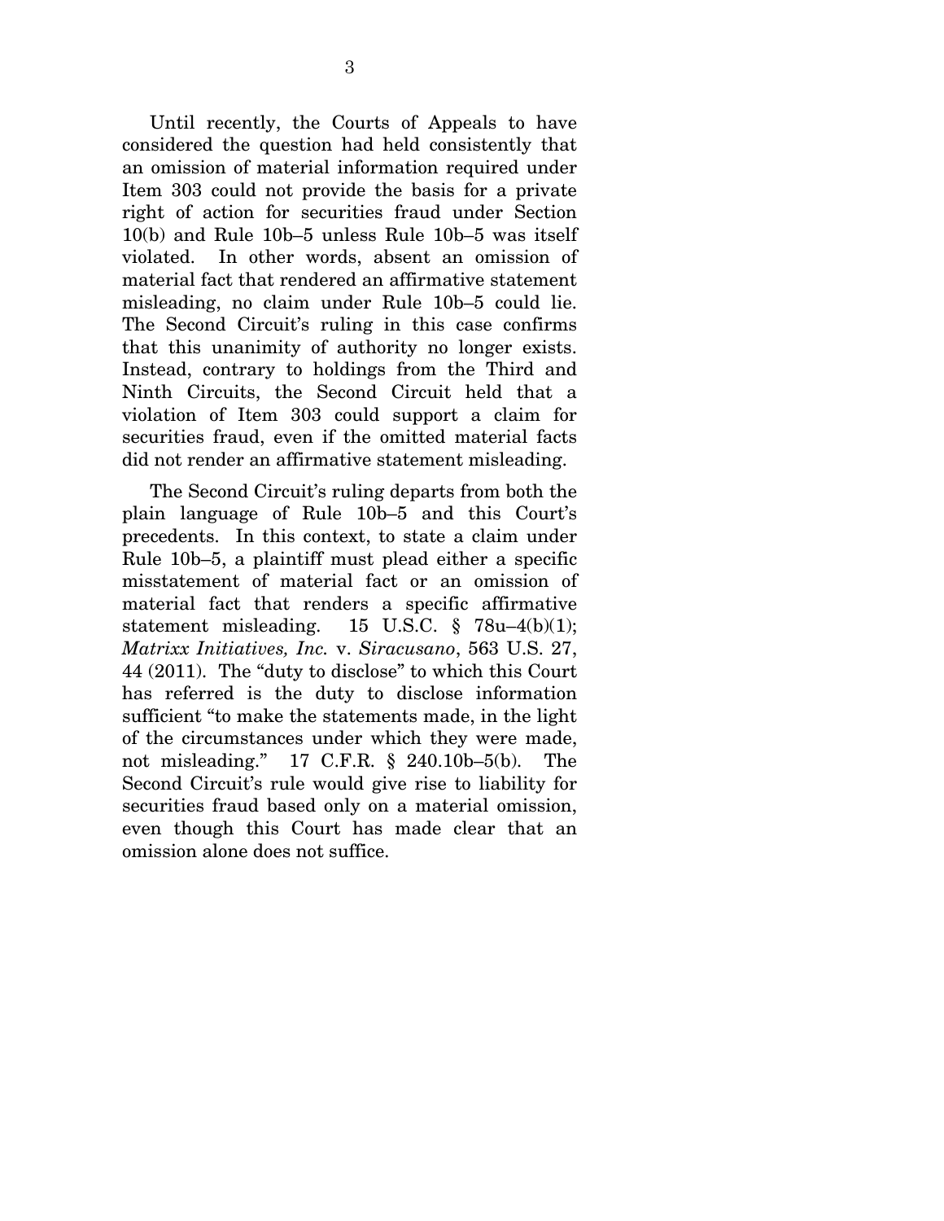Until recently, the Courts of Appeals to have considered the question had held consistently that an omission of material information required under Item 303 could not provide the basis for a private right of action for securities fraud under Section 10(b) and Rule 10b–5 unless Rule 10b–5 was itself violated. In other words, absent an omission of material fact that rendered an affirmative statement misleading, no claim under Rule 10b–5 could lie. The Second Circuit's ruling in this case confirms that this unanimity of authority no longer exists. Instead, contrary to holdings from the Third and Ninth Circuits, the Second Circuit held that a violation of Item 303 could support a claim for securities fraud, even if the omitted material facts did not render an affirmative statement misleading.

The Second Circuit's ruling departs from both the plain language of Rule 10b–5 and this Court's precedents. In this context, to state a claim under Rule 10b–5, a plaintiff must plead either a specific misstatement of material fact or an omission of material fact that renders a specific affirmative statement misleading. 15 U.S.C. § 78u–4(b)(1); *Matrixx Initiatives, Inc.* v. *Siracusano*, 563 U.S. 27, 44 (2011). The "duty to disclose" to which this Court has referred is the duty to disclose information sufficient "to make the statements made, in the light of the circumstances under which they were made, not misleading." 17 C.F.R. § 240.10b–5(b). The Second Circuit's rule would give rise to liability for securities fraud based only on a material omission, even though this Court has made clear that an omission alone does not suffice.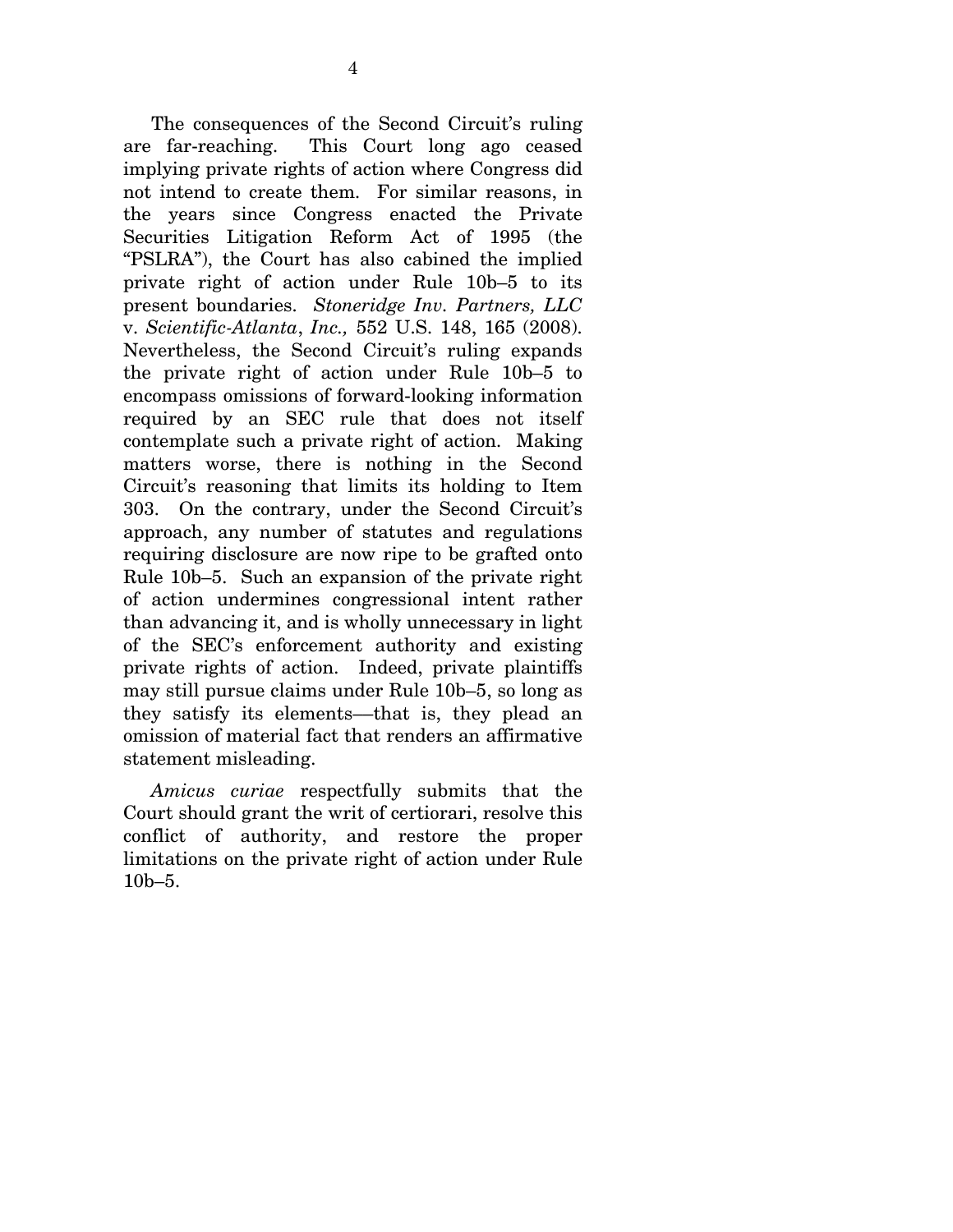The consequences of the Second Circuit's ruling are far-reaching. This Court long ago ceased implying private rights of action where Congress did not intend to create them. For similar reasons, in the years since Congress enacted the Private Securities Litigation Reform Act of 1995 (the "PSLRA"), the Court has also cabined the implied private right of action under Rule 10b–5 to its present boundaries. *Stoneridge Inv. Partners, LLC* v. *Scientific-Atlanta*, *Inc.,* 552 U.S. 148, 165 (2008). Nevertheless, the Second Circuit's ruling expands the private right of action under Rule 10b–5 to encompass omissions of forward-looking information required by an SEC rule that does not itself contemplate such a private right of action. Making matters worse, there is nothing in the Second Circuit's reasoning that limits its holding to Item 303. On the contrary, under the Second Circuit's approach, any number of statutes and regulations requiring disclosure are now ripe to be grafted onto Rule 10b–5. Such an expansion of the private right of action undermines congressional intent rather than advancing it, and is wholly unnecessary in light of the SEC's enforcement authority and existing private rights of action. Indeed, private plaintiffs may still pursue claims under Rule 10b–5, so long as they satisfy its elements—that is, they plead an omission of material fact that renders an affirmative statement misleading.

*Amicus curiae* respectfully submits that the Court should grant the writ of certiorari, resolve this conflict of authority, and restore the proper limitations on the private right of action under Rule 10b–5.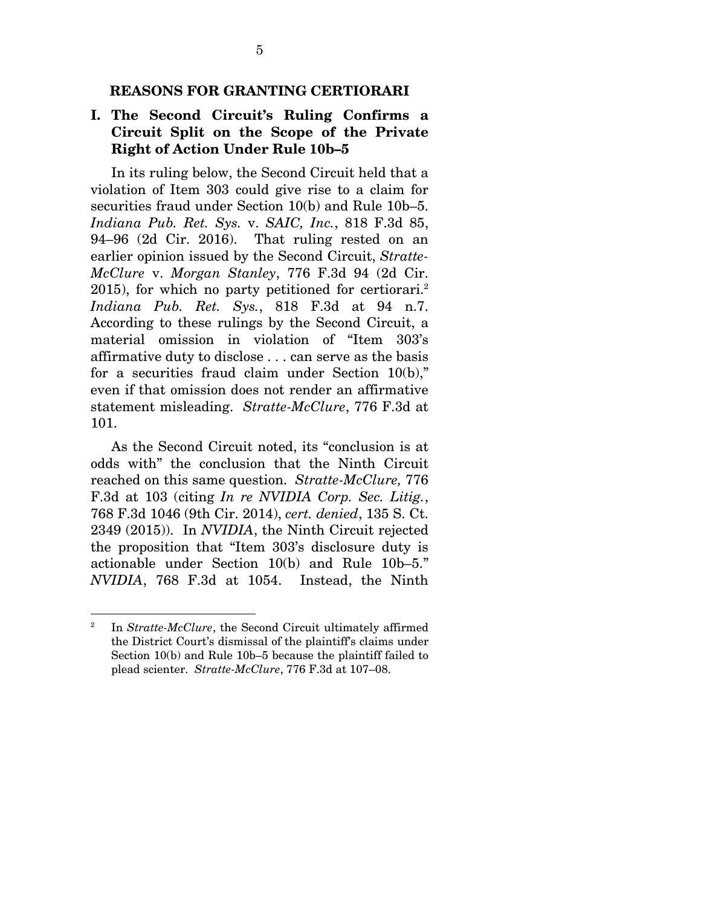## REASONS FOR GRANTING CERTIORARI

### I. The Second Circuit's Ruling Confirms a Circuit Split on the Scope of the Private Right of Action Under Rule 10b–5

In its ruling below, the Second Circuit held that a violation of Item 303 could give rise to a claim for securities fraud under Section 10(b) and Rule 10b–5. *Indiana Pub. Ret. Sys.* v. *SAIC, Inc.*, 818 F.3d 85, 94–96 (2d Cir. 2016). That ruling rested on an earlier opinion issued by the Second Circuit, *Stratte-McClure* v. *Morgan Stanley*, 776 F.3d 94 (2d Cir. 2015), for which no party petitioned for certiorari.[2] *Indiana Pub. Ret. Sys.*, 818 F.3d at 94 n.7. According to these rulings by the Second Circuit, a material omission in violation of "Item 303's affirmative duty to disclose . . . can serve as the basis for a securities fraud claim under Section 10(b)," even if that omission does not render an affirmative statement misleading. *Stratte-McClure*, 776 F.3d at 101.

As the Second Circuit noted, its "conclusion is at odds with" the conclusion that the Ninth Circuit reached on this same question. *Stratte-McClure,* 776 F.3d at 103 (citing *In re NVIDIA Corp. Sec. Litig.*, 768 F.3d 1046 (9th Cir. 2014), *cert. denied*, 135 S. Ct. 2349 (2015)). In *NVIDIA*, the Ninth Circuit rejected the proposition that "Item 303's disclosure duty is actionable under Section 10(b) and Rule 10b–5." *NVIDIA*, 768 F.3d at 1054. Instead, the Ninth

---

[2] In *Stratte-McClure*, the Second Circuit ultimately affirmed the District Court's dismissal of the plaintiff's claims under Section 10(b) and Rule 10b–5 because the plaintiff failed to plead scienter. *Stratte-McClure*, 776 F.3d at 107–08.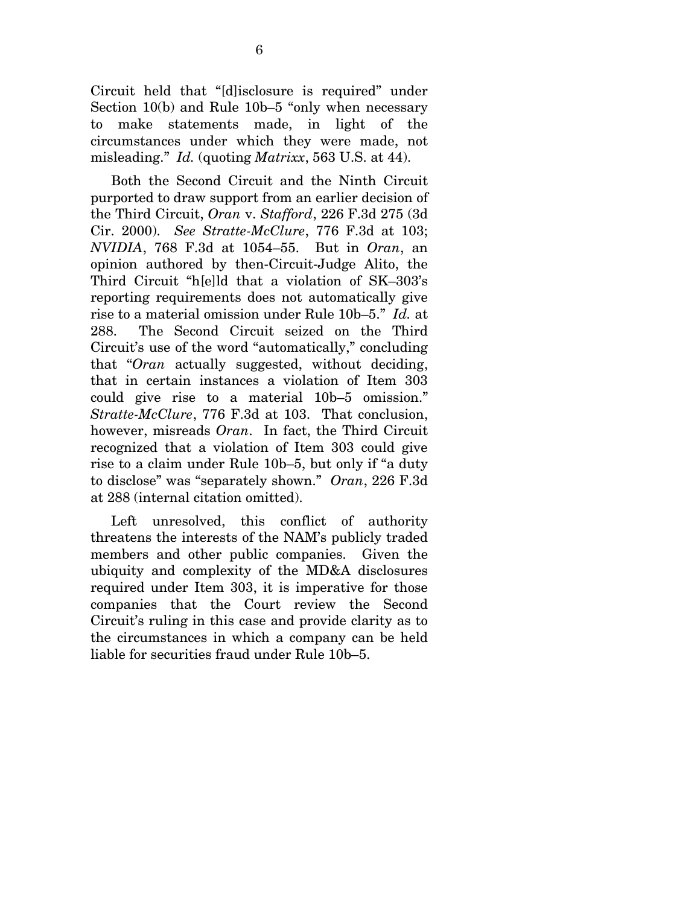Circuit held that "[d]isclosure is required" under Section 10(b) and Rule 10b–5 "only when necessary to make statements made, in light of the circumstances under which they were made, not misleading." *Id.* (quoting *Matrixx*, 563 U.S. at 44).

Both the Second Circuit and the Ninth Circuit purported to draw support from an earlier decision of the Third Circuit, *Oran* v. *Stafford*, 226 F.3d 275 (3d Cir. 2000). *See Stratte-McClure*, 776 F.3d at 103; *NVIDIA*, 768 F.3d at 1054–55. But in *Oran*, an opinion authored by then-Circuit-Judge Alito, the Third Circuit "h[e]ld that a violation of SK–303's reporting requirements does not automatically give rise to a material omission under Rule 10b–5." *Id.* at 288. The Second Circuit seized on the Third Circuit's use of the word "automatically," concluding that "*Oran* actually suggested, without deciding, that in certain instances a violation of Item 303 could give rise to a material 10b–5 omission." *Stratte-McClure*, 776 F.3d at 103. That conclusion, however, misreads *Oran*. In fact, the Third Circuit recognized that a violation of Item 303 could give rise to a claim under Rule 10b–5, but only if "a duty to disclose" was "separately shown." *Oran*, 226 F.3d at 288 (internal citation omitted).

Left unresolved, this conflict of authority threatens the interests of the NAM's publicly traded members and other public companies. Given the ubiquity and complexity of the MD&A disclosures required under Item 303, it is imperative for those companies that the Court review the Second Circuit's ruling in this case and provide clarity as to the circumstances in which a company can be held liable for securities fraud under Rule 10b–5.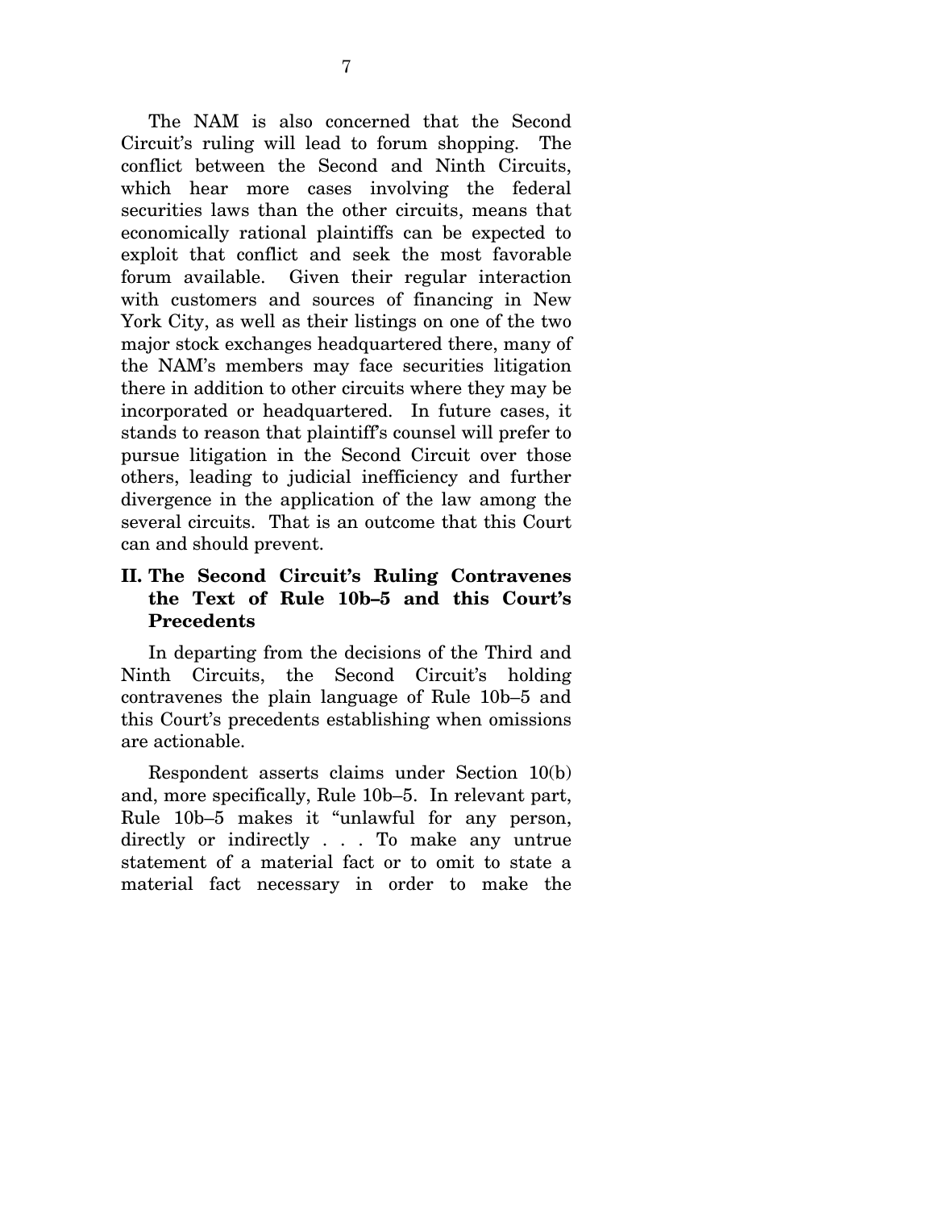The NAM is also concerned that the Second Circuit's ruling will lead to forum shopping. The conflict between the Second and Ninth Circuits, which hear more cases involving the federal securities laws than the other circuits, means that economically rational plaintiffs can be expected to exploit that conflict and seek the most favorable forum available. Given their regular interaction with customers and sources of financing in New York City, as well as their listings on one of the two major stock exchanges headquartered there, many of the NAM's members may face securities litigation there in addition to other circuits where they may be incorporated or headquartered. In future cases, it stands to reason that plaintiff's counsel will prefer to pursue litigation in the Second Circuit over those others, leading to judicial inefficiency and further divergence in the application of the law among the several circuits. That is an outcome that this Court can and should prevent.

## II. The Second Circuit's Ruling Contravenes the Text of Rule 10b–5 and this Court's Precedents

In departing from the decisions of the Third and Ninth Circuits, the Second Circuit's holding contravenes the plain language of Rule 10b–5 and this Court's precedents establishing when omissions are actionable.

Respondent asserts claims under Section 10(b) and, more specifically, Rule 10b–5. In relevant part, Rule 10b–5 makes it "unlawful for any person, directly or indirectly . . . To make any untrue statement of a material fact or to omit to state a material fact necessary in order to make the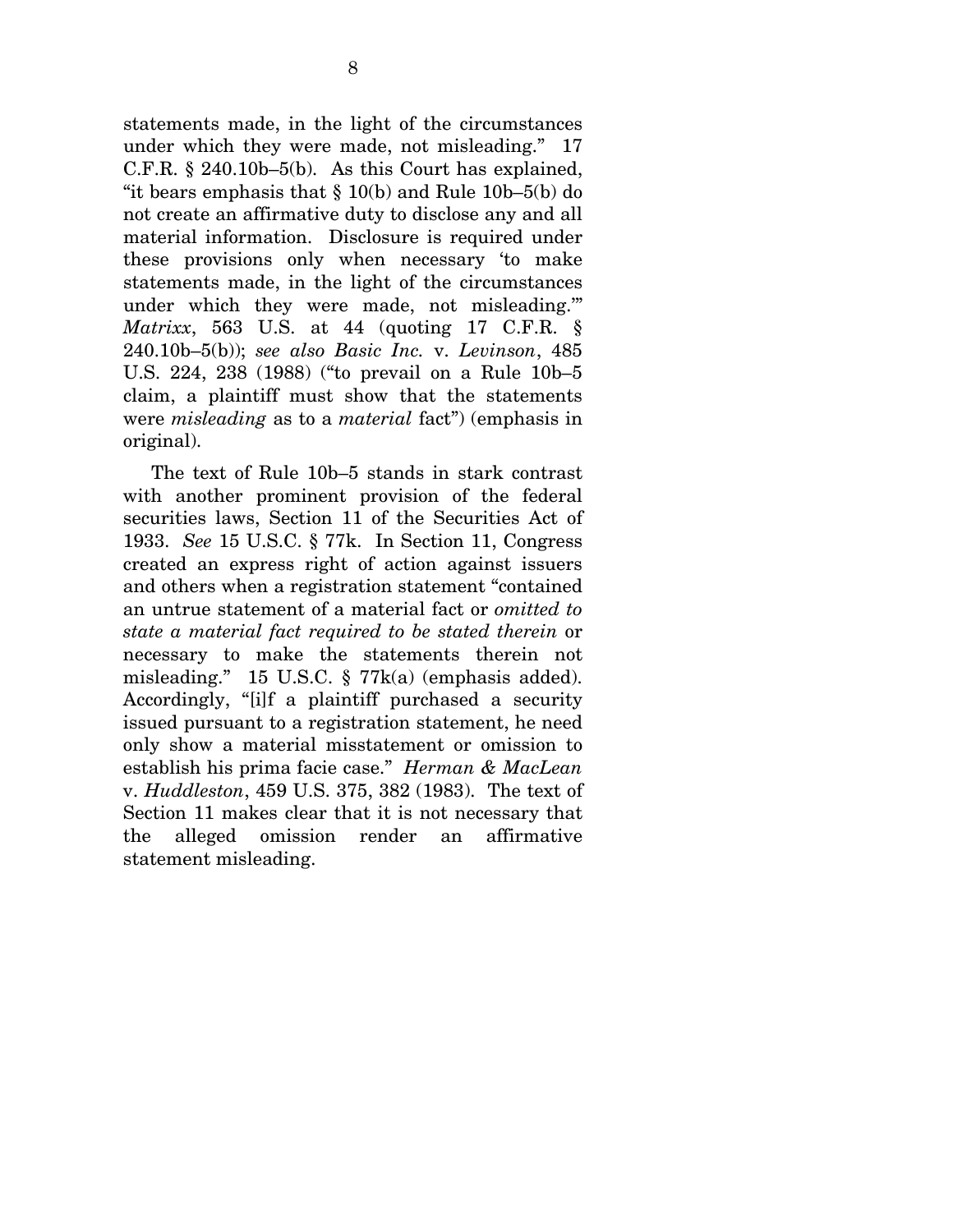statements made, in the light of the circumstances under which they were made, not misleading." 17 C.F.R. § 240.10b–5(b). As this Court has explained, "it bears emphasis that § 10(b) and Rule 10b–5(b) do not create an affirmative duty to disclose any and all material information. Disclosure is required under these provisions only when necessary 'to make statements made, in the light of the circumstances under which they were made, not misleading.'" *Matrixx*, 563 U.S. at 44 (quoting 17 C.F.R. § 240.10b–5(b)); *see also Basic Inc.* v. *Levinson*, 485 U.S. 224, 238 (1988) ("to prevail on a Rule 10b–5 claim, a plaintiff must show that the statements were *misleading* as to a *material* fact") (emphasis in original).

The text of Rule 10b–5 stands in stark contrast with another prominent provision of the federal securities laws, Section 11 of the Securities Act of 1933. *See* 15 U.S.C. § 77k. In Section 11, Congress created an express right of action against issuers and others when a registration statement "contained an untrue statement of a material fact or *omitted to state a material fact required to be stated therein* or necessary to make the statements therein not misleading." 15 U.S.C. § 77k(a) (emphasis added). Accordingly, "[i]f a plaintiff purchased a security issued pursuant to a registration statement, he need only show a material misstatement or omission to establish his prima facie case." *Herman & MacLean* v. *Huddleston*, 459 U.S. 375, 382 (1983). The text of Section 11 makes clear that it is not necessary that the alleged omission render an affirmative statement misleading.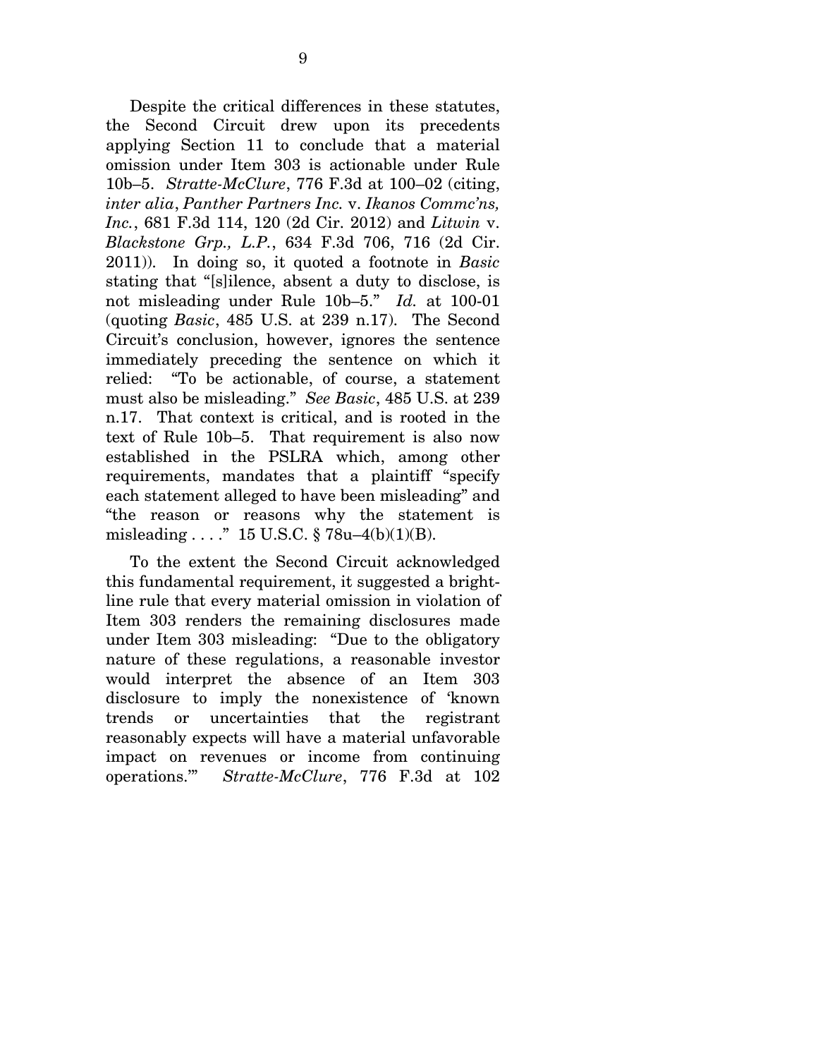Despite the critical differences in these statutes, the Second Circuit drew upon its precedents applying Section 11 to conclude that a material omission under Item 303 is actionable under Rule 10b–5. *Stratte-McClure*, 776 F.3d at 100–02 (citing, *inter alia*, *Panther Partners Inc.* v. *Ikanos Commc'ns, Inc.*, 681 F.3d 114, 120 (2d Cir. 2012) and *Litwin* v. *Blackstone Grp., L.P.*, 634 F.3d 706, 716 (2d Cir. 2011)). In doing so, it quoted a footnote in *Basic* stating that "[s]ilence, absent a duty to disclose, is not misleading under Rule 10b–5." *Id.* at 100-01 (quoting *Basic*, 485 U.S. at 239 n.17). The Second Circuit's conclusion, however, ignores the sentence immediately preceding the sentence on which it relied: "To be actionable, of course, a statement must also be misleading." *See Basic*, 485 U.S. at 239 n.17. That context is critical, and is rooted in the text of Rule 10b–5. That requirement is also now established in the PSLRA which, among other requirements, mandates that a plaintiff "specify each statement alleged to have been misleading" and "the reason or reasons why the statement is misleading . . . ." 15 U.S.C. § 78u–4(b)(1)(B).

To the extent the Second Circuit acknowledged this fundamental requirement, it suggested a bright-line rule that every material omission in violation of Item 303 renders the remaining disclosures made under Item 303 misleading: "Due to the obligatory nature of these regulations, a reasonable investor would interpret the absence of an Item 303 disclosure to imply the nonexistence of 'known trends or uncertainties that the registrant reasonably expects will have a material unfavorable impact on revenues or income from continuing operations.'" *Stratte-McClure*, 776 F.3d at 102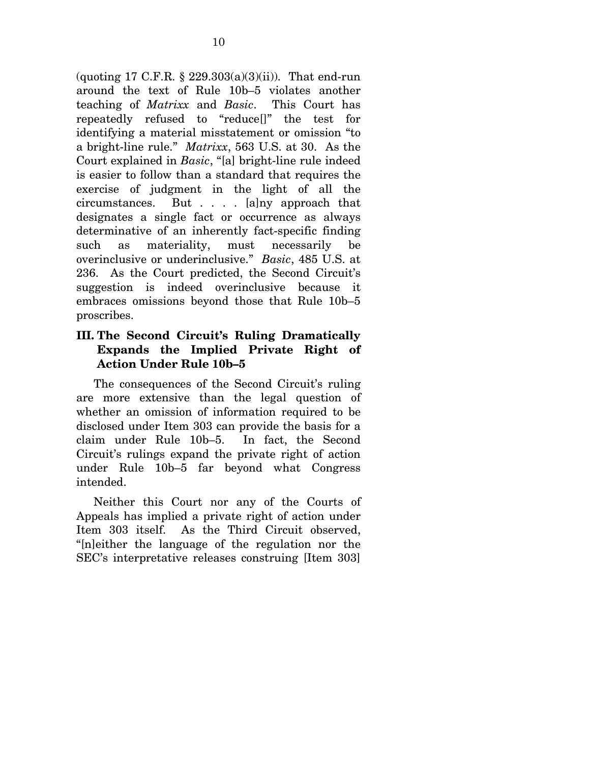(quoting 17 C.F.R. § 229.303(a)(3)(ii)). That end-run around the text of Rule 10b–5 violates another teaching of *Matrixx* and *Basic*. This Court has repeatedly refused to "reduce[]" the test for identifying a material misstatement or omission "to a bright-line rule." *Matrixx*, 563 U.S. at 30. As the Court explained in *Basic*, "[a] bright-line rule indeed is easier to follow than a standard that requires the exercise of judgment in the light of all the circumstances. But . . . . [a]ny approach that designates a single fact or occurrence as always determinative of an inherently fact-specific finding such as materiality, must necessarily be overinclusive or underinclusive." *Basic*, 485 U.S. at 236. As the Court predicted, the Second Circuit's suggestion is indeed overinclusive because it embraces omissions beyond those that Rule 10b–5 proscribes.

## III. The Second Circuit's Ruling Dramatically Expands the Implied Private Right of Action Under Rule 10b–5

The consequences of the Second Circuit's ruling are more extensive than the legal question of whether an omission of information required to be disclosed under Item 303 can provide the basis for a claim under Rule 10b–5. In fact, the Second Circuit's rulings expand the private right of action under Rule 10b–5 far beyond what Congress intended.

Neither this Court nor any of the Courts of Appeals has implied a private right of action under Item 303 itself. As the Third Circuit observed, "[n]either the language of the regulation nor the SEC's interpretative releases construing [Item 303]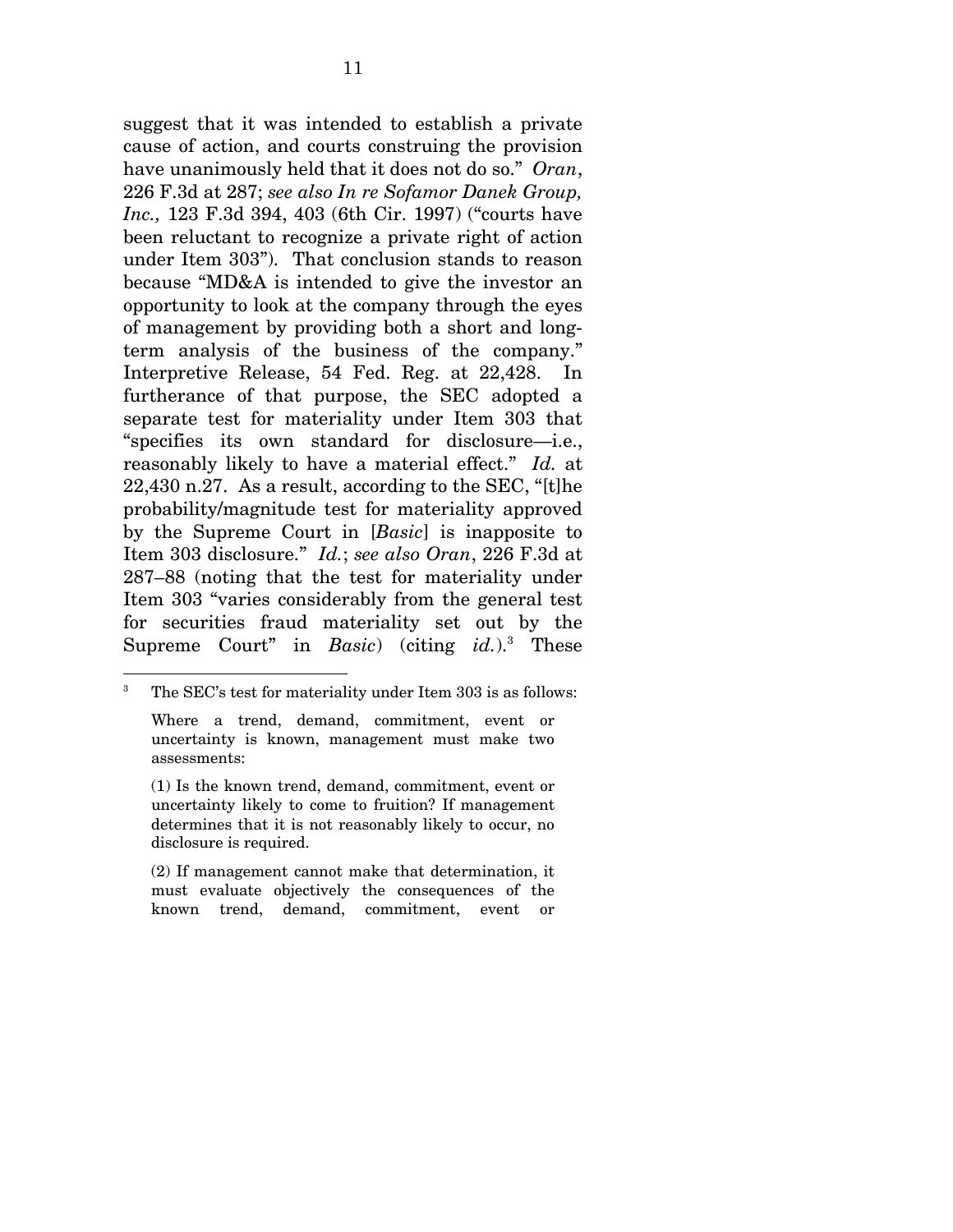suggest that it was intended to establish a private cause of action, and courts construing the provision have unanimously held that it does not do so." *Oran*, 226 F.3d at 287; *see also In re Sofamor Danek Group, Inc.,* 123 F.3d 394, 403 (6th Cir. 1997) ("courts have been reluctant to recognize a private right of action under Item 303"). That conclusion stands to reason because "MD&A is intended to give the investor an opportunity to look at the company through the eyes of management by providing both a short and long-term analysis of the business of the company." Interpretive Release, 54 Fed. Reg. at 22,428. In furtherance of that purpose, the SEC adopted a separate test for materiality under Item 303 that "specifies its own standard for disclosure—i.e., reasonably likely to have a material effect." *Id.* at 22,430 n.27. As a result, according to the SEC, "[t]he probability/magnitude test for materiality approved by the Supreme Court in [*Basic*] is inapposite to Item 303 disclosure." *Id.*; *see also Oran*, 226 F.3d at 287–88 (noting that the test for materiality under Item 303 "varies considerably from the general test for securities fraud materiality set out by the Supreme Court" in *Basic*) (citing *id.*).[3] These

---

[3] The SEC's test for materiality under Item 303 is as follows:

> Where a trend, demand, commitment, event or uncertainty is known, management must make two assessments:
>
> (1) Is the known trend, demand, commitment, event or uncertainty likely to come to fruition? If management determines that it is not reasonably likely to occur, no disclosure is required.
>
> (2) If management cannot make that determination, it must evaluate objectively the consequences of the known trend, demand, commitment, event or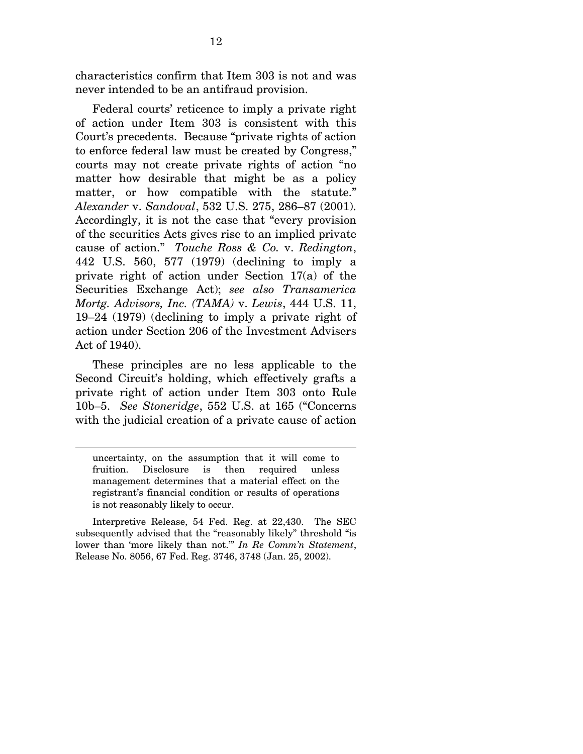characteristics confirm that Item 303 is not and was never intended to be an antifraud provision.

Federal courts' reticence to imply a private right of action under Item 303 is consistent with this Court's precedents. Because "private rights of action to enforce federal law must be created by Congress," courts may not create private rights of action "no matter how desirable that might be as a policy matter, or how compatible with the statute." *Alexander* v. *Sandoval*, 532 U.S. 275, 286–87 (2001). Accordingly, it is not the case that "every provision of the securities Acts gives rise to an implied private cause of action." *Touche Ross & Co.* v. *Redington*, 442 U.S. 560, 577 (1979) (declining to imply a private right of action under Section 17(a) of the Securities Exchange Act); *see also Transamerica Mortg. Advisors, Inc. (TAMA)* v. *Lewis*, 444 U.S. 11, 19–24 (1979) (declining to imply a private right of action under Section 206 of the Investment Advisers Act of 1940).

These principles are no less applicable to the Second Circuit's holding, which effectively grafts a private right of action under Item 303 onto Rule 10b–5. *See Stoneridge*, 552 U.S. at 165 ("Concerns with the judicial creation of a private cause of action

---

uncertainty, on the assumption that it will come to fruition. Disclosure is then required unless management determines that a material effect on the registrant's financial condition or results of operations is not reasonably likely to occur.

Interpretive Release, 54 Fed. Reg. at 22,430. The SEC subsequently advised that the "reasonably likely" threshold "is lower than 'more likely than not.'" *In Re Comm'n Statement*, Release No. 8056, 67 Fed. Reg. 3746, 3748 (Jan. 25, 2002).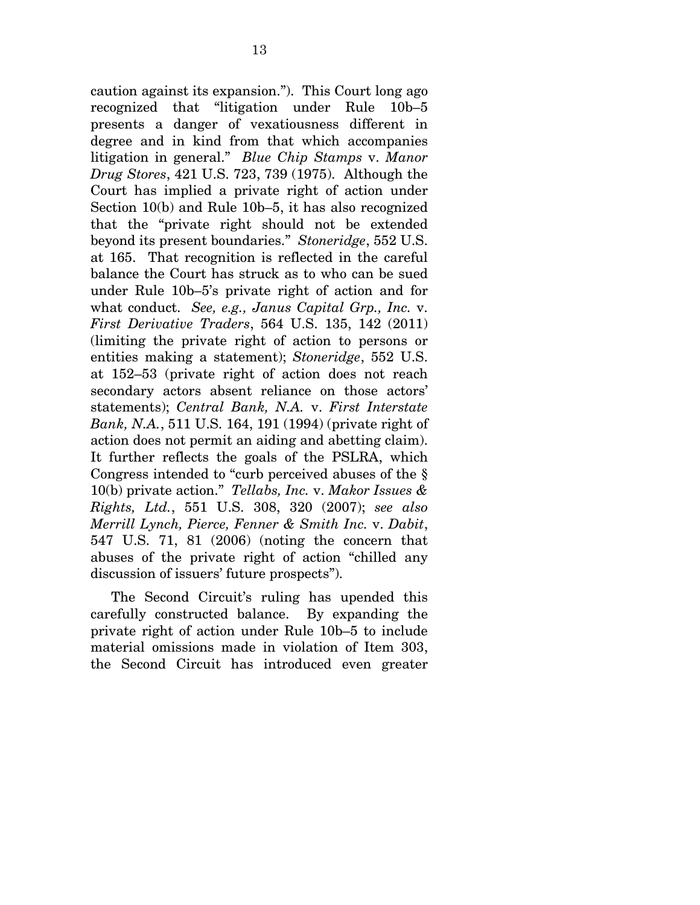caution against its expansion."). This Court long ago recognized that "litigation under Rule 10b–5 presents a danger of vexatiousness different in degree and in kind from that which accompanies litigation in general." *Blue Chip Stamps* v. *Manor Drug Stores*, 421 U.S. 723, 739 (1975). Although the Court has implied a private right of action under Section 10(b) and Rule 10b–5, it has also recognized that the "private right should not be extended beyond its present boundaries." *Stoneridge*, 552 U.S. at 165. That recognition is reflected in the careful balance the Court has struck as to who can be sued under Rule 10b–5's private right of action and for what conduct. *See, e.g., Janus Capital Grp., Inc.* v. *First Derivative Traders*, 564 U.S. 135, 142 (2011) (limiting the private right of action to persons or entities making a statement); *Stoneridge*, 552 U.S. at 152–53 (private right of action does not reach secondary actors absent reliance on those actors' statements); *Central Bank, N.A.* v. *First Interstate Bank, N.A.*, 511 U.S. 164, 191 (1994) (private right of action does not permit an aiding and abetting claim). It further reflects the goals of the PSLRA, which Congress intended to "curb perceived abuses of the § 10(b) private action." *Tellabs, Inc.* v. *Makor Issues & Rights, Ltd.*, 551 U.S. 308, 320 (2007); *see also Merrill Lynch, Pierce, Fenner & Smith Inc.* v. *Dabit*, 547 U.S. 71, 81 (2006) (noting the concern that abuses of the private right of action "chilled any discussion of issuers' future prospects").

The Second Circuit's ruling has upended this carefully constructed balance. By expanding the private right of action under Rule 10b–5 to include material omissions made in violation of Item 303, the Second Circuit has introduced even greater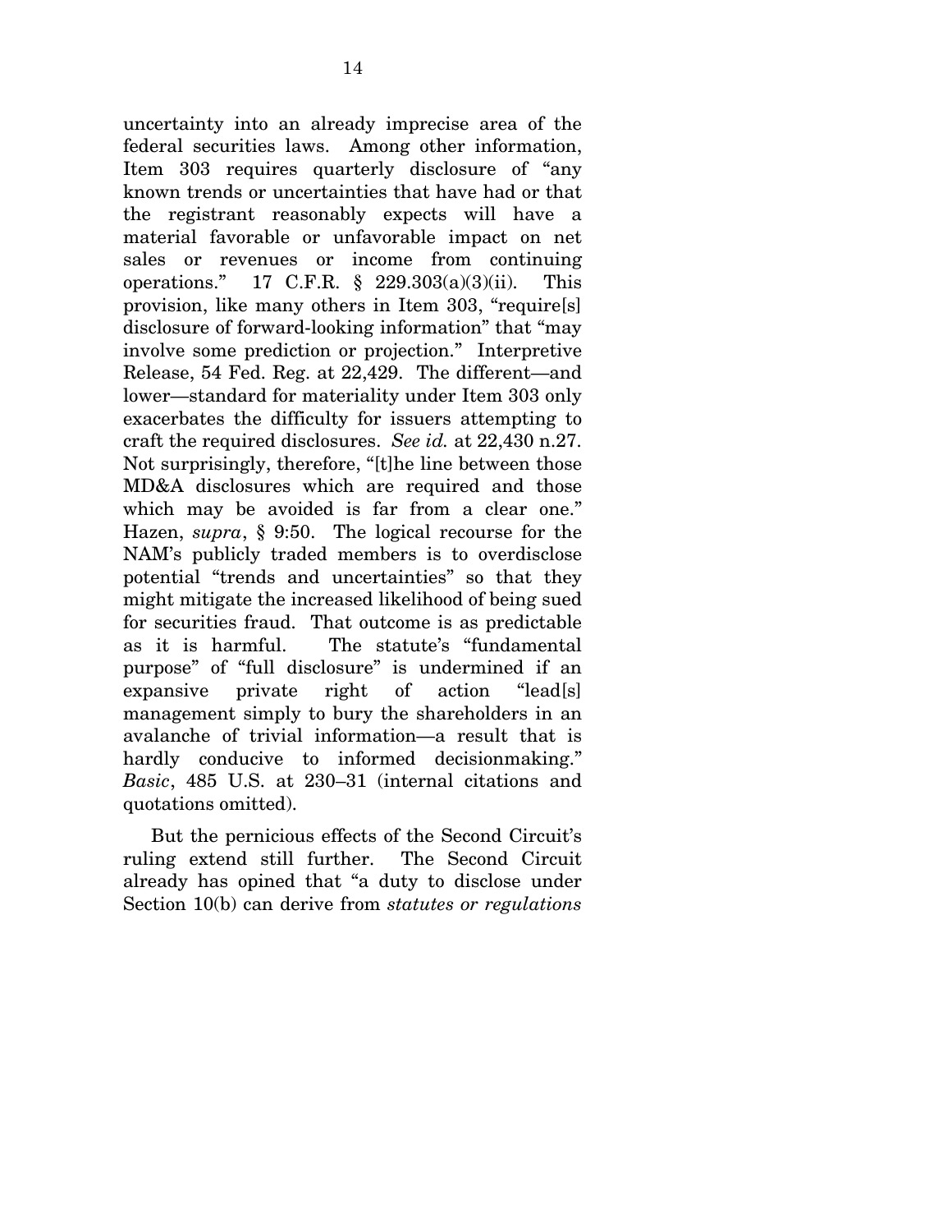uncertainty into an already imprecise area of the federal securities laws. Among other information, Item 303 requires quarterly disclosure of "any known trends or uncertainties that have had or that the registrant reasonably expects will have a material favorable or unfavorable impact on net sales or revenues or income from continuing operations." 17 C.F.R. § 229.303(a)(3)(ii). This provision, like many others in Item 303, "require[s] disclosure of forward-looking information" that "may involve some prediction or projection." Interpretive Release, 54 Fed. Reg. at 22,429. The different—and lower—standard for materiality under Item 303 only exacerbates the difficulty for issuers attempting to craft the required disclosures. *See id.* at 22,430 n.27. Not surprisingly, therefore, "[t]he line between those MD&A disclosures which are required and those which may be avoided is far from a clear one." Hazen, *supra*, § 9:50. The logical recourse for the NAM's publicly traded members is to overdisclose potential "trends and uncertainties" so that they might mitigate the increased likelihood of being sued for securities fraud. That outcome is as predictable as it is harmful. The statute's "fundamental purpose" of "full disclosure" is undermined if an expansive private right of action "lead[s] management simply to bury the shareholders in an avalanche of trivial information—a result that is hardly conducive to informed decisionmaking." *Basic*, 485 U.S. at 230–31 (internal citations and quotations omitted).

But the pernicious effects of the Second Circuit's ruling extend still further. The Second Circuit already has opined that "a duty to disclose under Section 10(b) can derive from *statutes or regulations*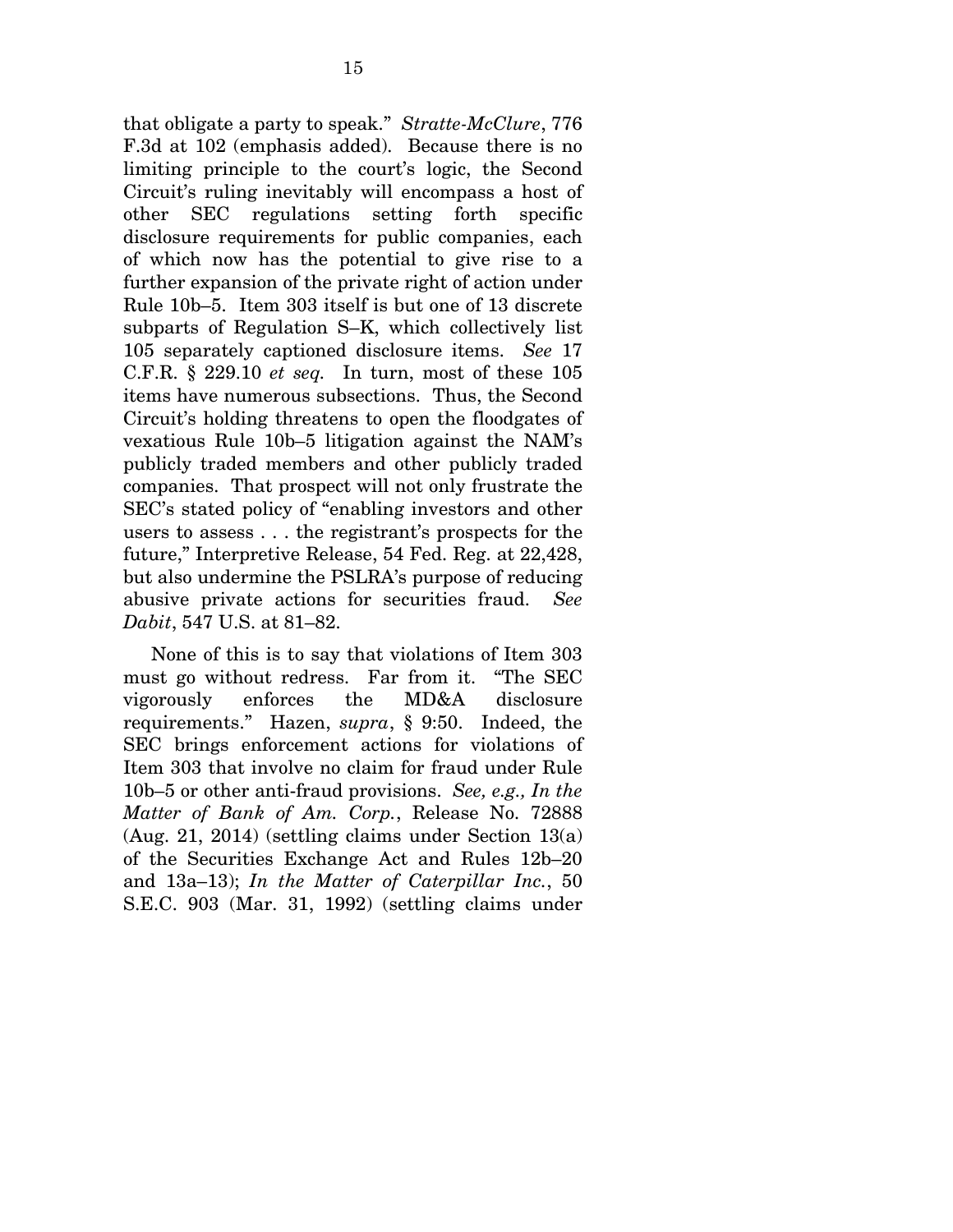that obligate a party to speak." *Stratte-McClure*, 776 F.3d at 102 (emphasis added). Because there is no limiting principle to the court's logic, the Second Circuit's ruling inevitably will encompass a host of other SEC regulations setting forth specific disclosure requirements for public companies, each of which now has the potential to give rise to a further expansion of the private right of action under Rule 10b–5. Item 303 itself is but one of 13 discrete subparts of Regulation S–K, which collectively list 105 separately captioned disclosure items. *See* 17 C.F.R. § 229.10 *et seq.* In turn, most of these 105 items have numerous subsections. Thus, the Second Circuit's holding threatens to open the floodgates of vexatious Rule 10b–5 litigation against the NAM's publicly traded members and other publicly traded companies. That prospect will not only frustrate the SEC's stated policy of "enabling investors and other users to assess . . . the registrant's prospects for the future," Interpretive Release, 54 Fed. Reg. at 22,428, but also undermine the PSLRA's purpose of reducing abusive private actions for securities fraud. *See Dabit*, 547 U.S. at 81–82.

None of this is to say that violations of Item 303 must go without redress. Far from it. "The SEC vigorously enforces the MD&A disclosure requirements." Hazen, *supra*, § 9:50. Indeed, the SEC brings enforcement actions for violations of Item 303 that involve no claim for fraud under Rule 10b–5 or other anti-fraud provisions. *See, e.g., In the Matter of Bank of Am. Corp.*, Release No. 72888 (Aug. 21, 2014) (settling claims under Section 13(a) of the Securities Exchange Act and Rules 12b–20 and 13a–13); *In the Matter of Caterpillar Inc.*, 50 S.E.C. 903 (Mar. 31, 1992) (settling claims under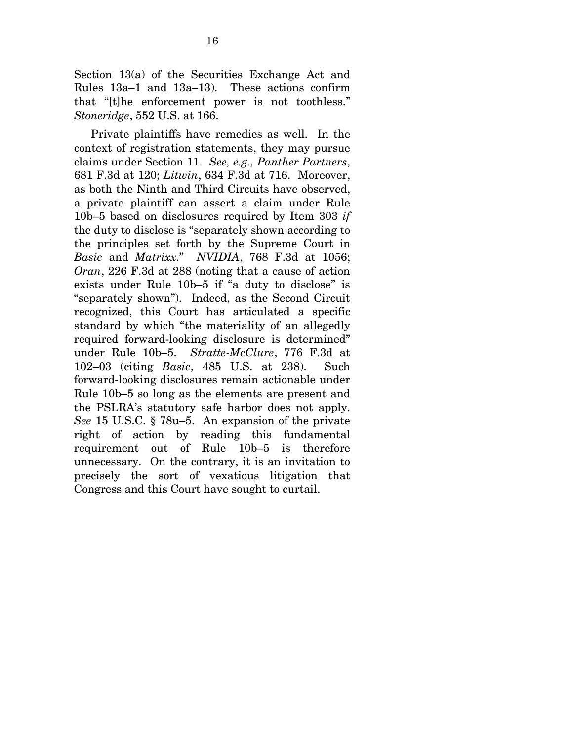Section 13(a) of the Securities Exchange Act and Rules 13a–1 and 13a–13). These actions confirm that "[t]he enforcement power is not toothless." *Stoneridge*, 552 U.S. at 166.

Private plaintiffs have remedies as well. In the context of registration statements, they may pursue claims under Section 11. *See, e.g., Panther Partners*, 681 F.3d at 120; *Litwin*, 634 F.3d at 716. Moreover, as both the Ninth and Third Circuits have observed, a private plaintiff can assert a claim under Rule 10b–5 based on disclosures required by Item 303 *if* the duty to disclose is "separately shown according to the principles set forth by the Supreme Court in *Basic* and *Matrixx*." *NVIDIA*, 768 F.3d at 1056; *Oran*, 226 F.3d at 288 (noting that a cause of action exists under Rule 10b–5 if "a duty to disclose" is "separately shown"). Indeed, as the Second Circuit recognized, this Court has articulated a specific standard by which "the materiality of an allegedly required forward-looking disclosure is determined" under Rule 10b–5. *Stratte-McClure*, 776 F.3d at 102–03 (citing *Basic*, 485 U.S. at 238). Such forward-looking disclosures remain actionable under Rule 10b–5 so long as the elements are present and the PSLRA's statutory safe harbor does not apply. *See* 15 U.S.C. § 78u–5. An expansion of the private right of action by reading this fundamental requirement out of Rule 10b–5 is therefore unnecessary. On the contrary, it is an invitation to precisely the sort of vexatious litigation that Congress and this Court have sought to curtail.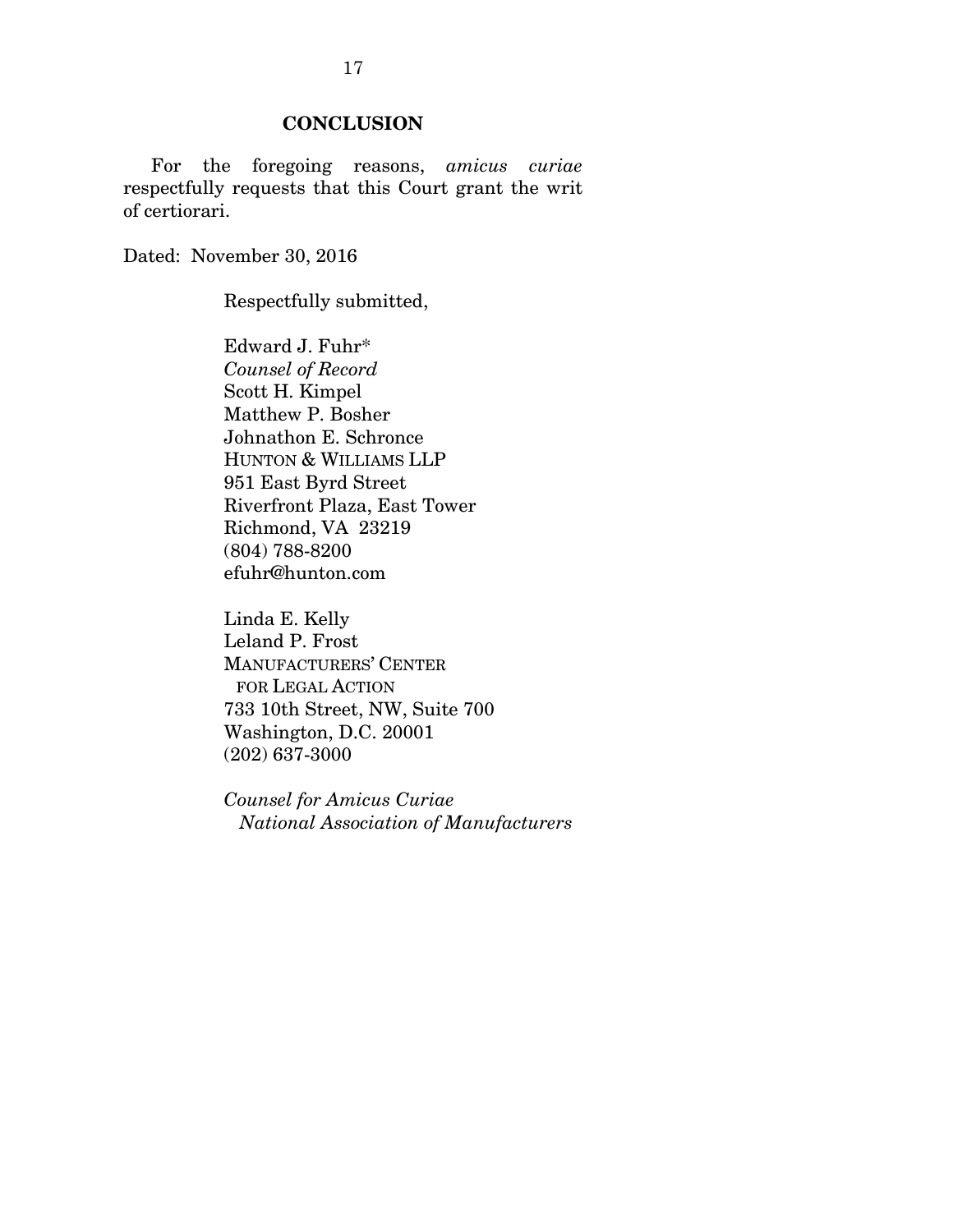## CONCLUSION

For the foregoing reasons, *amicus curiae* respectfully requests that this Court grant the writ of certiorari.

Dated: November 30, 2016

Respectfully submitted,

Edward J. Fuhr*
*Counsel of Record*
Scott H. Kimpel
Matthew P. Bosher
Johnathon E. Schronce
HUNTON & WILLIAMS LLP
951 East Byrd Street
Riverfront Plaza, East Tower
Richmond, VA 23219
(804) 788-8200
efuhr@hunton.com

Linda E. Kelly
Leland P. Frost
MANUFACTURERS' CENTER
FOR LEGAL ACTION
733 10th Street, NW, Suite 700
Washington, D.C. 20001
(202) 637-3000

*Counsel for Amicus Curiae*
*National Association of Manufacturers*